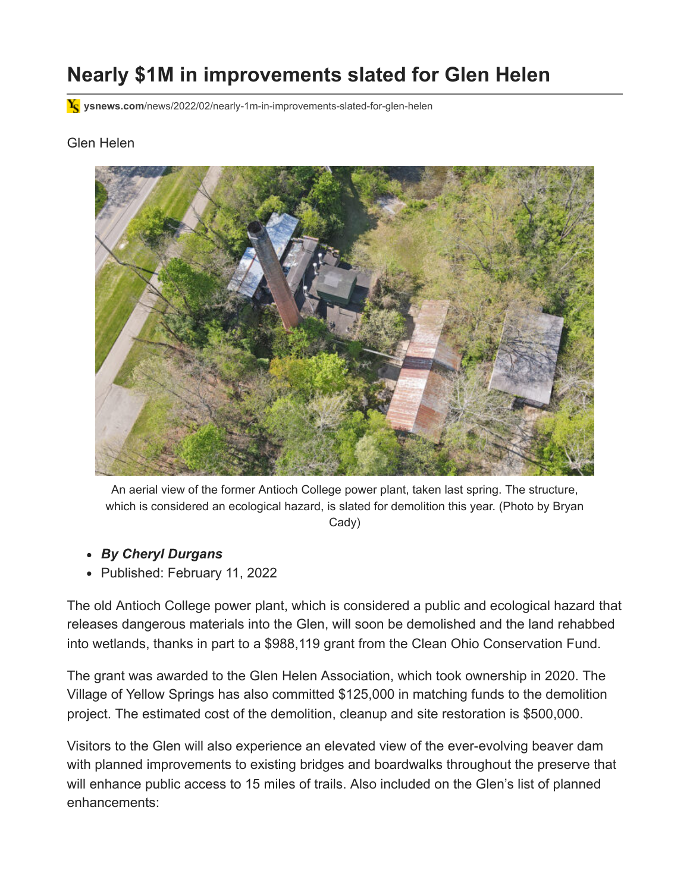# Nearly $1M in improvements slated for Glen Helen

ysnews.com/news/2022/02/nearly-1m-in-improvements-slated-for-glen-helen

Glen Helen

An aerial view of the former Antioch College power plant, taken last spring. The structure, which is considered an ecological hazard, is slated for demolition this year. (Photo by Bryan Cady)

- ***By Cheryl Durgans***
- Published: February 11, 2022

The old Antioch College power plant, which is considered a public and ecological hazard that releases dangerous materials into the Glen, will soon be demolished and the land rehabbed into wetlands, thanks in part to a $988,119 grant from the Clean Ohio Conservation Fund.

The grant was awarded to the Glen Helen Association, which took ownership in 2020. The Village of Yellow Springs has also committed $125,000 in matching funds to the demolition project. The estimated cost of the demolition, cleanup and site restoration is $500,000.

Visitors to the Glen will also experience an elevated view of the ever-evolving beaver dam with planned improvements to existing bridges and boardwalks throughout the preserve that will enhance public access to 15 miles of trails. Also included on the Glen's list of planned enhancements: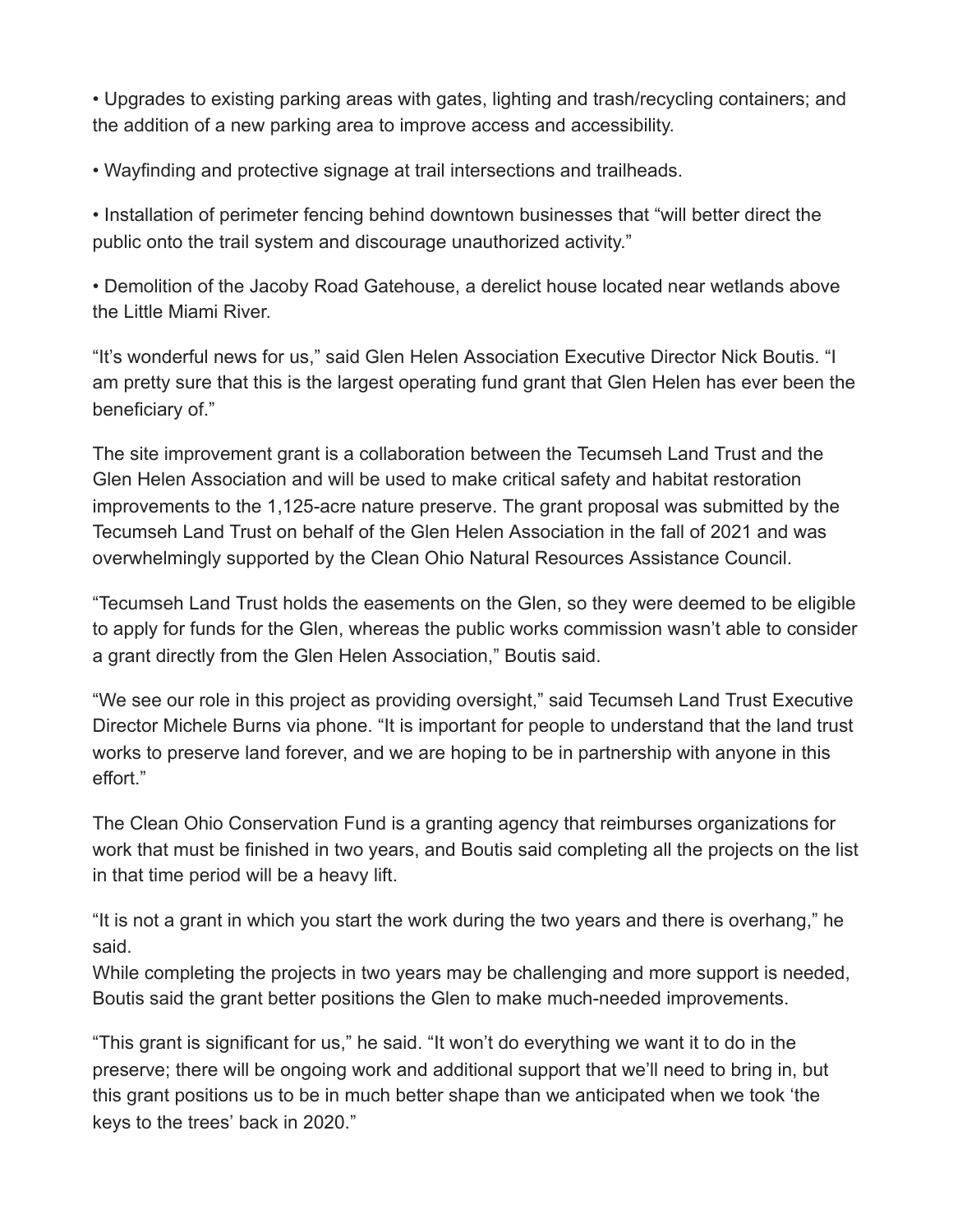- Upgrades to existing parking areas with gates, lighting and trash/recycling containers; and the addition of a new parking area to improve access and accessibility.

- Wayfinding and protective signage at trail intersections and trailheads.

- Installation of perimeter fencing behind downtown businesses that "will better direct the public onto the trail system and discourage unauthorized activity."

- Demolition of the Jacoby Road Gatehouse, a derelict house located near wetlands above the Little Miami River.

"It's wonderful news for us," said Glen Helen Association Executive Director Nick Boutis. "I am pretty sure that this is the largest operating fund grant that Glen Helen has ever been the beneficiary of."

The site improvement grant is a collaboration between the Tecumseh Land Trust and the Glen Helen Association and will be used to make critical safety and habitat restoration improvements to the 1,125-acre nature preserve. The grant proposal was submitted by the Tecumseh Land Trust on behalf of the Glen Helen Association in the fall of 2021 and was overwhelmingly supported by the Clean Ohio Natural Resources Assistance Council.

"Tecumseh Land Trust holds the easements on the Glen, so they were deemed to be eligible to apply for funds for the Glen, whereas the public works commission wasn't able to consider a grant directly from the Glen Helen Association," Boutis said.

"We see our role in this project as providing oversight," said Tecumseh Land Trust Executive Director Michele Burns via phone. "It is important for people to understand that the land trust works to preserve land forever, and we are hoping to be in partnership with anyone in this effort."

The Clean Ohio Conservation Fund is a granting agency that reimburses organizations for work that must be finished in two years, and Boutis said completing all the projects on the list in that time period will be a heavy lift.

"It is not a grant in which you start the work during the two years and there is overhang," he said.
While completing the projects in two years may be challenging and more support is needed, Boutis said the grant better positions the Glen to make much-needed improvements.

"This grant is significant for us," he said. "It won't do everything we want it to do in the preserve; there will be ongoing work and additional support that we'll need to bring in, but this grant positions us to be in much better shape than we anticipated when we took 'the keys to the trees' back in 2020."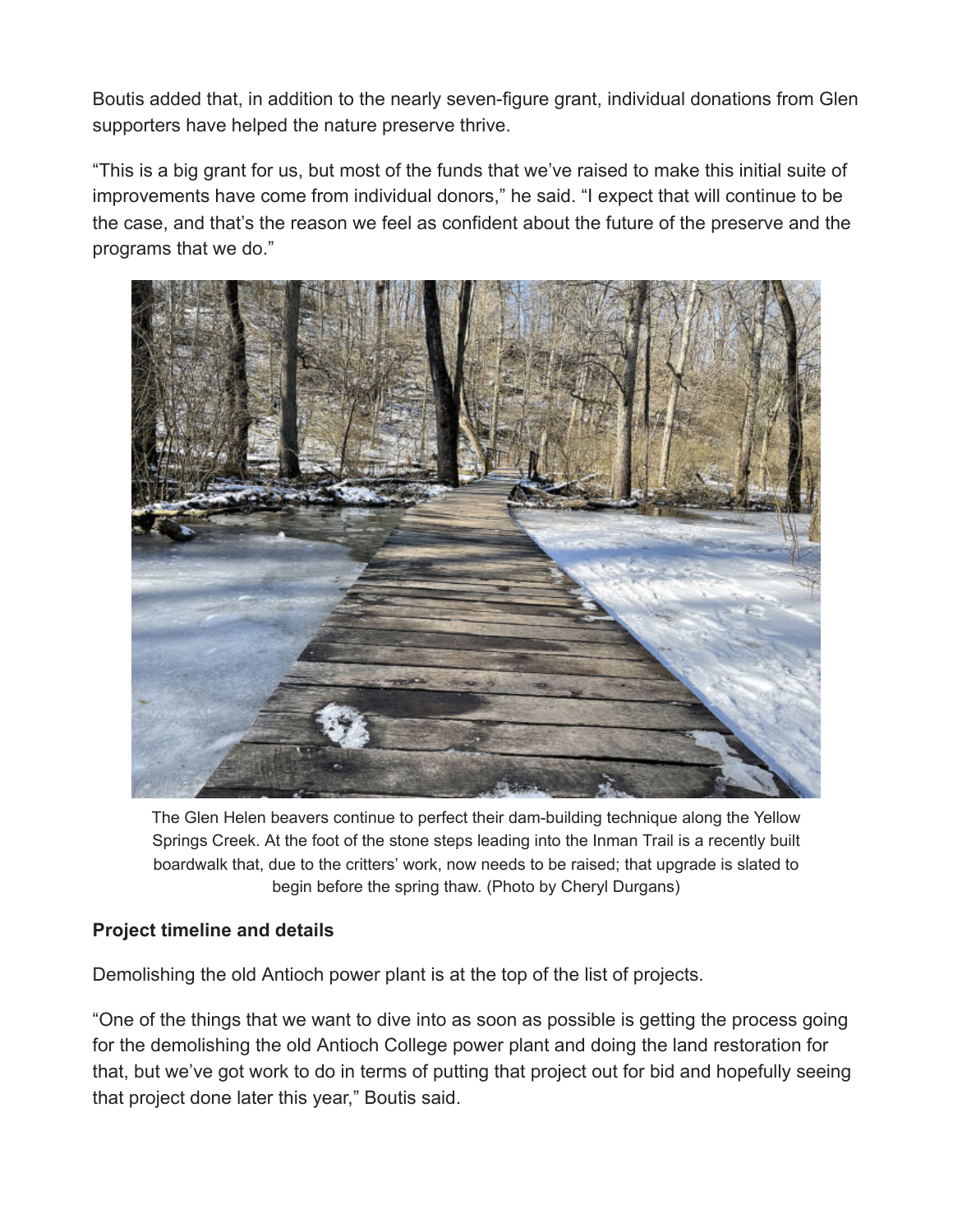Boutis added that, in addition to the nearly seven-figure grant, individual donations from Glen supporters have helped the nature preserve thrive.

"This is a big grant for us, but most of the funds that we've raised to make this initial suite of improvements have come from individual donors," he said. "I expect that will continue to be the case, and that's the reason we feel as confident about the future of the preserve and the programs that we do."

The Glen Helen beavers continue to perfect their dam-building technique along the Yellow Springs Creek. At the foot of the stone steps leading into the Inman Trail is a recently built boardwalk that, due to the critters' work, now needs to be raised; that upgrade is slated to begin before the spring thaw. (Photo by Cheryl Durgans)

**Project timeline and details**

Demolishing the old Antioch power plant is at the top of the list of projects.

"One of the things that we want to dive into as soon as possible is getting the process going for the demolishing the old Antioch College power plant and doing the land restoration for that, but we've got work to do in terms of putting that project out for bid and hopefully seeing that project done later this year," Boutis said.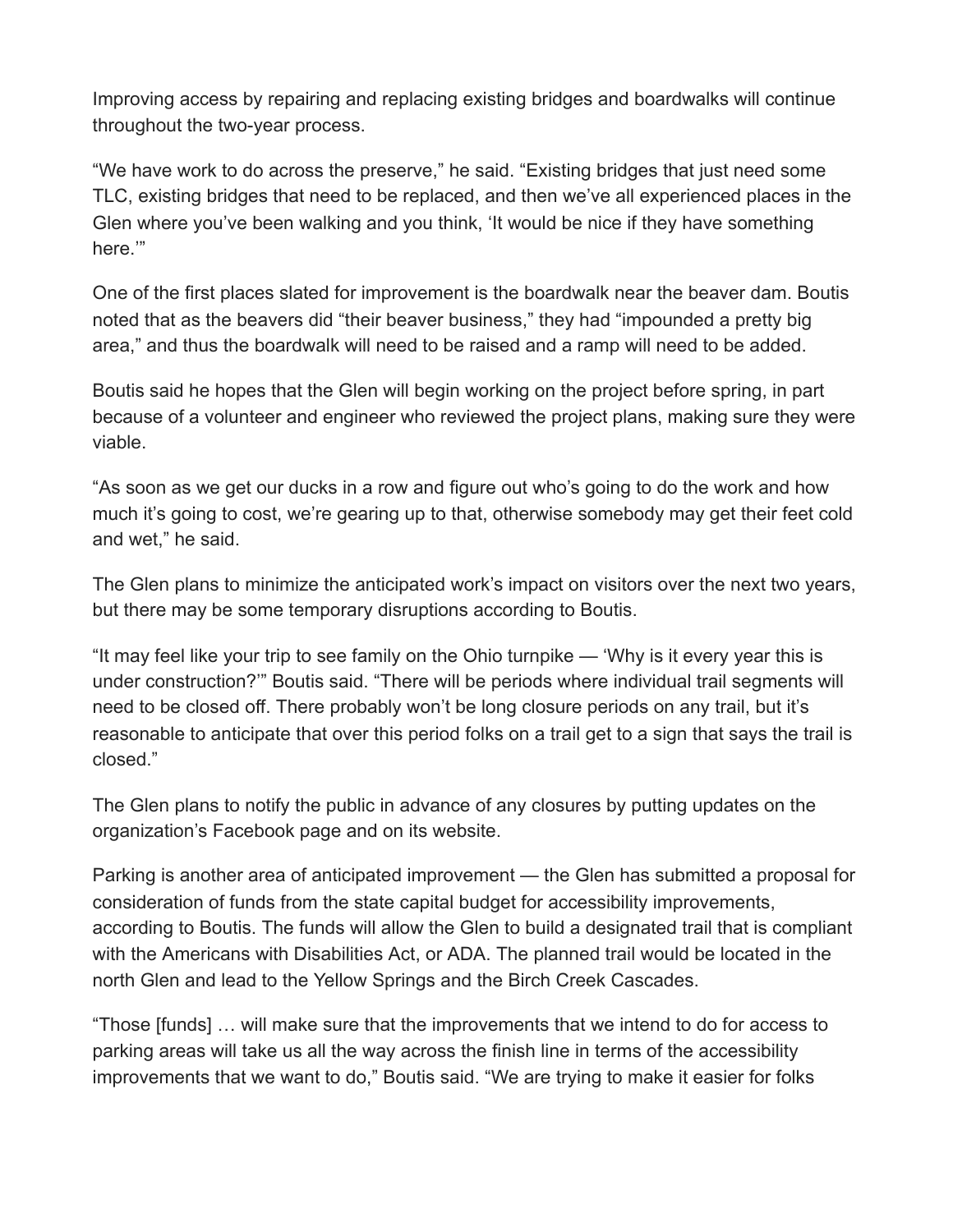Improving access by repairing and replacing existing bridges and boardwalks will continue throughout the two-year process.

“We have work to do across the preserve,” he said. “Existing bridges that just need some TLC, existing bridges that need to be replaced, and then we’ve all experienced places in the Glen where you’ve been walking and you think, ‘It would be nice if they have something here.’”

One of the first places slated for improvement is the boardwalk near the beaver dam. Boutis noted that as the beavers did “their beaver business,” they had “impounded a pretty big area,” and thus the boardwalk will need to be raised and a ramp will need to be added.

Boutis said he hopes that the Glen will begin working on the project before spring, in part because of a volunteer and engineer who reviewed the project plans, making sure they were viable.

“As soon as we get our ducks in a row and figure out who’s going to do the work and how much it’s going to cost, we’re gearing up to that, otherwise somebody may get their feet cold and wet,” he said.

The Glen plans to minimize the anticipated work’s impact on visitors over the next two years, but there may be some temporary disruptions according to Boutis.

“It may feel like your trip to see family on the Ohio turnpike — ‘Why is it every year this is under construction?’” Boutis said. “There will be periods where individual trail segments will need to be closed off. There probably won’t be long closure periods on any trail, but it’s reasonable to anticipate that over this period folks on a trail get to a sign that says the trail is closed.”

The Glen plans to notify the public in advance of any closures by putting updates on the organization’s Facebook page and on its website.

Parking is another area of anticipated improvement — the Glen has submitted a proposal for consideration of funds from the state capital budget for accessibility improvements, according to Boutis. The funds will allow the Glen to build a designated trail that is compliant with the Americans with Disabilities Act, or ADA. The planned trail would be located in the north Glen and lead to the Yellow Springs and the Birch Creek Cascades.

“Those [funds] … will make sure that the improvements that we intend to do for access to parking areas will take us all the way across the finish line in terms of the accessibility improvements that we want to do,” Boutis said. “We are trying to make it easier for folks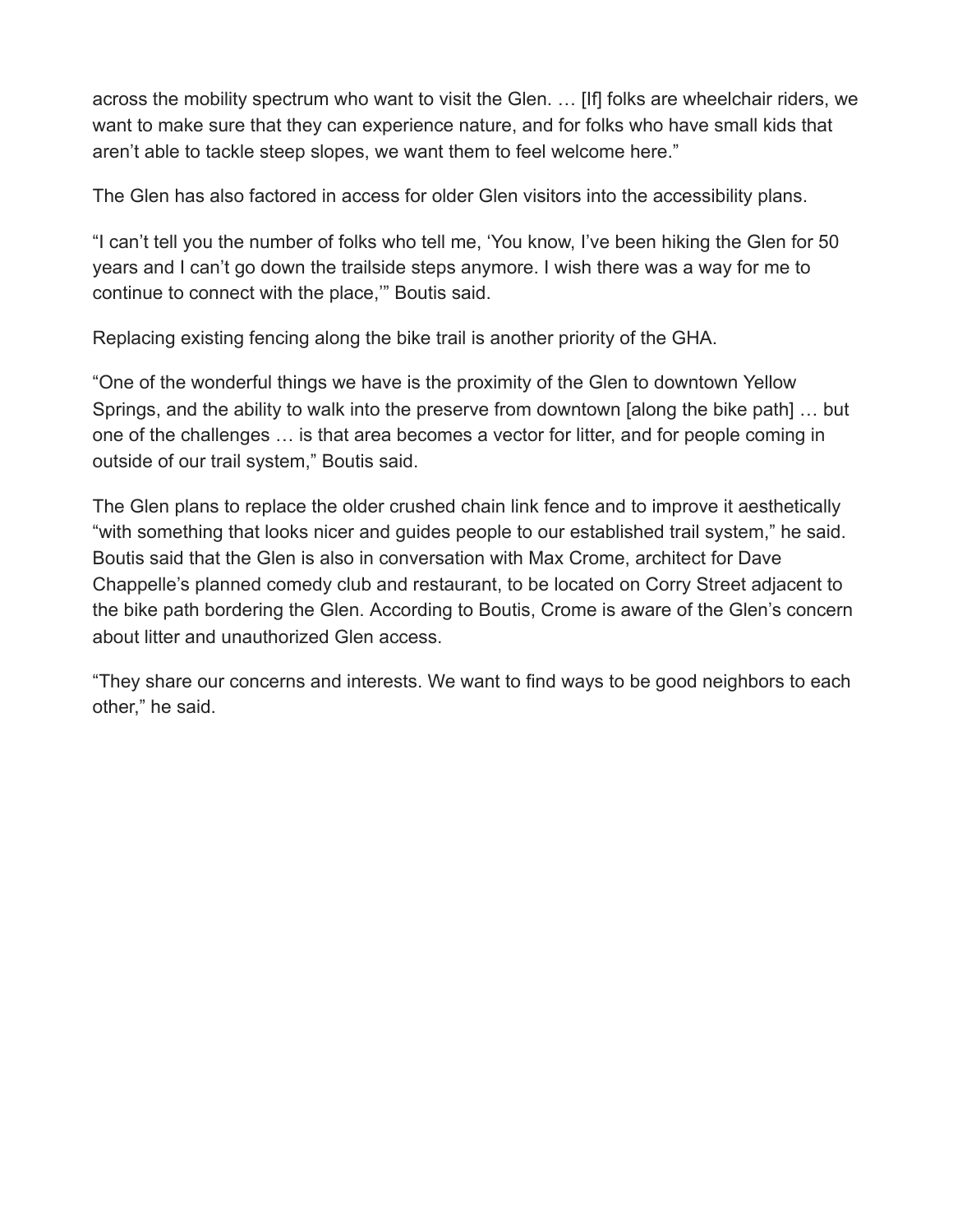across the mobility spectrum who want to visit the Glen. … [If] folks are wheelchair riders, we want to make sure that they can experience nature, and for folks who have small kids that aren't able to tackle steep slopes, we want them to feel welcome here."

The Glen has also factored in access for older Glen visitors into the accessibility plans.

"I can't tell you the number of folks who tell me, 'You know, I've been hiking the Glen for 50 years and I can't go down the trailside steps anymore. I wish there was a way for me to continue to connect with the place,'" Boutis said.

Replacing existing fencing along the bike trail is another priority of the GHA.

"One of the wonderful things we have is the proximity of the Glen to downtown Yellow Springs, and the ability to walk into the preserve from downtown [along the bike path] … but one of the challenges … is that area becomes a vector for litter, and for people coming in outside of our trail system," Boutis said.

The Glen plans to replace the older crushed chain link fence and to improve it aesthetically "with something that looks nicer and guides people to our established trail system," he said. Boutis said that the Glen is also in conversation with Max Crome, architect for Dave Chappelle's planned comedy club and restaurant, to be located on Corry Street adjacent to the bike path bordering the Glen. According to Boutis, Crome is aware of the Glen's concern about litter and unauthorized Glen access.

"They share our concerns and interests. We want to find ways to be good neighbors to each other," he said.